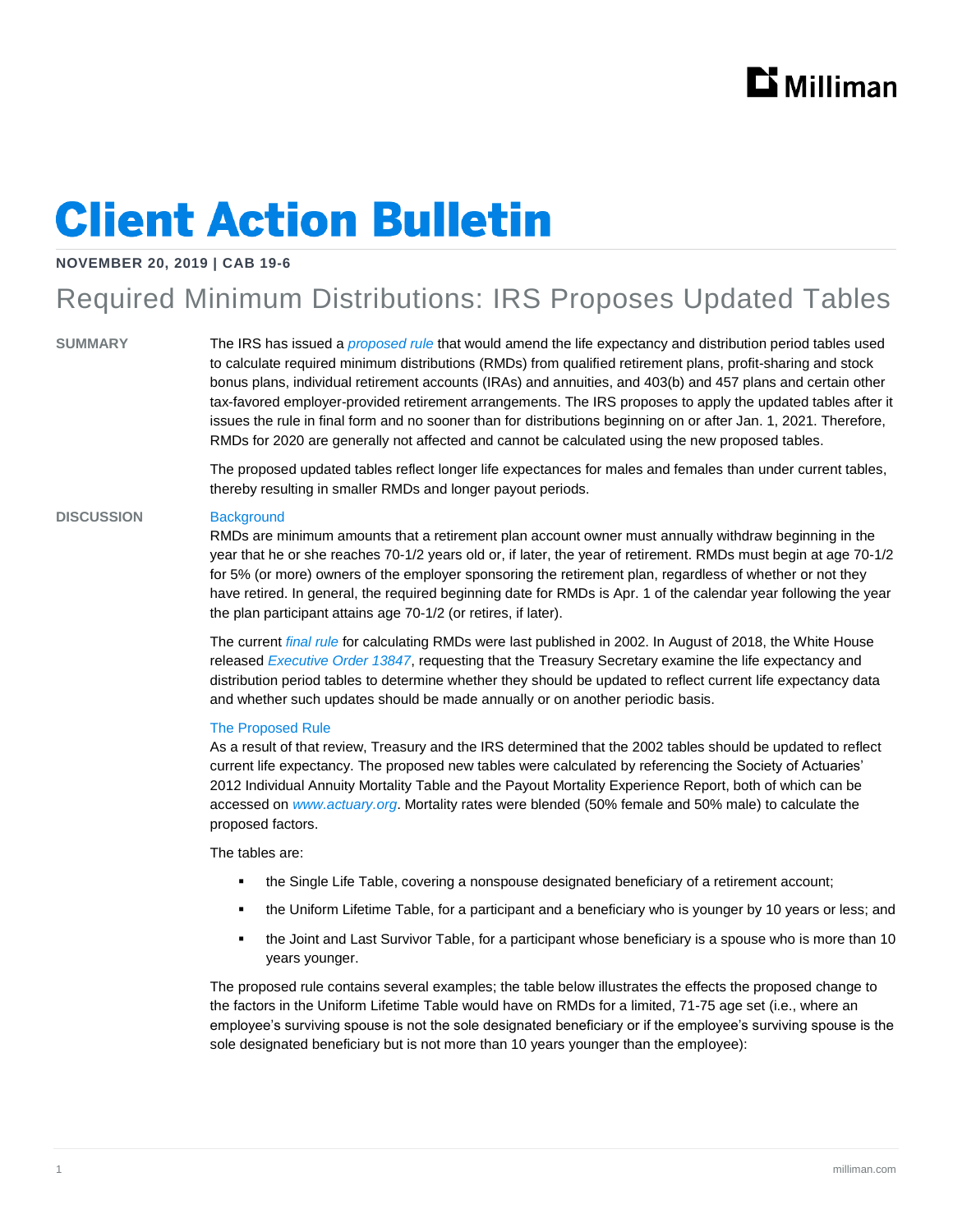# Client Action Bulletin

**NOVEMBER 20, 2019 | CAB 19-6**

## Required Minimum Distributions: IRS Proposes Updated Tables

**SUMMARY**

The IRS has issued a *proposed rule* that would amend the life expectancy and distribution period tables used to calculate required minimum distributions (RMDs) from qualified retirement plans, profit-sharing and stock bonus plans, individual retirement accounts (IRAs) and annuities, and 403(b) and 457 plans and certain other tax-favored employer-provided retirement arrangements. The IRS proposes to apply the updated tables after it issues the rule in final form and no sooner than for distributions beginning on or after Jan. 1, 2021. Therefore, RMDs for 2020 are generally not affected and cannot be calculated using the new proposed tables.

The proposed updated tables reflect longer life expectancies for males and females than under current tables, thereby resulting in smaller RMDs and longer payout periods.

**DISCUSSION**

### Background

RMDs are minimum amounts that a retirement plan account owner must annually withdraw beginning in the year that he or she reaches 70-1/2 years old or, if later, the year of retirement. RMDs must begin at age 70-1/2 for 5% (or more) owners of the employer sponsoring the retirement plan, regardless of whether or not they have retired. In general, the required beginning date for RMDs is Apr. 1 of the calendar year following the year the plan participant attains age 70-1/2 (or retires, if later).

The current *final rule* for calculating RMDs were last published in 2002. In August of 2018, the White House released *Executive Order 13847*, requesting that the Treasury Secretary examine the life expectancy and distribution period tables to determine whether they should be updated to reflect current life expectancy data and whether such updates should be made annually or on another periodic basis.

### The Proposed Rule

As a result of that review, Treasury and the IRS determined that the 2002 tables should be updated to reflect current life expectancy. The proposed new tables were calculated by referencing the Society of Actuaries' 2012 Individual Annuity Mortality Table and the Payout Mortality Experience Report, both of which can be accessed on *www.actuary.org*. Mortality rates were blended (50% female and 50% male) to calculate the proposed factors.

The tables are:

- the Single Life Table, covering a nonspouse designated beneficiary of a retirement account;
- the Uniform Lifetime Table, for a participant and a beneficiary who is younger by 10 years or less; and
- the Joint and Last Survivor Table, for a participant whose beneficiary is a spouse who is more than 10 years younger.

The proposed rule contains several examples; the table below illustrates the effects the proposed change to the factors in the Uniform Lifetime Table would have on RMDs for a limited, 71-75 age set (i.e., where an employee's surviving spouse is not the sole designated beneficiary or if the employee's surviving spouse is the sole designated beneficiary but is not more than 10 years younger than the employee):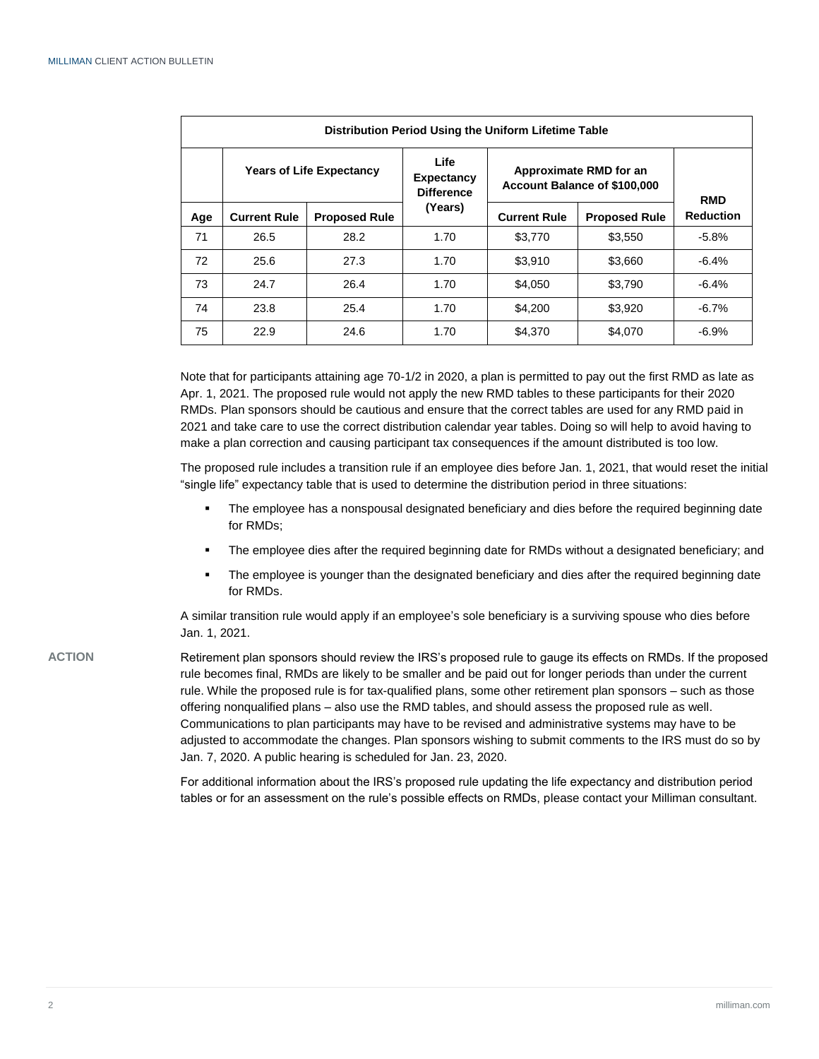| Distribution Period Using the Uniform Lifetime Table | | | | | | |
|---|---|---|---|---|---|---|
| | Years of Life Expectancy | | Life Expectancy Difference (Years) | Approximate RMD for an Account Balance of $100,000 | | RMD Reduction |
| Age | Current Rule | Proposed Rule | | Current Rule | Proposed Rule | |
| 71 | 26.5 | 28.2 | 1.70 | $3,770 | $3,550 | -5.8% |
| 72 | 25.6 | 27.3 | 1.70 | $3,910 | $3,660 | -6.4% |
| 73 | 24.7 | 26.4 | 1.70 | $4,050 | $3,790 | -6.4% |
| 74 | 23.8 | 25.4 | 1.70 | $4,200 | $3,920 | -6.7% |
| 75 | 22.9 | 24.6 | 1.70 | $4,370 | $4,070 | -6.9% |

Note that for participants attaining age 70-1/2 in 2020, a plan is permitted to pay out the first RMD as late as Apr. 1, 2021. The proposed rule would not apply the new RMD tables to these participants for their 2020 RMDs. Plan sponsors should be cautious and ensure that the correct tables are used for any RMD paid in 2021 and take care to use the correct distribution calendar year tables. Doing so will help to avoid having to make a plan correction and causing participant tax consequences if the amount distributed is too low.

The proposed rule includes a transition rule if an employee dies before Jan. 1, 2021, that would reset the initial "single life" expectancy table that is used to determine the distribution period in three situations:

- The employee has a nonspousal designated beneficiary and dies before the required beginning date for RMDs;
- The employee dies after the required beginning date for RMDs without a designated beneficiary; and
- The employee is younger than the designated beneficiary and dies after the required beginning date for RMDs.

A similar transition rule would apply if an employee's sole beneficiary is a surviving spouse who dies before Jan. 1, 2021.

## ACTION

Retirement plan sponsors should review the IRS's proposed rule to gauge its effects on RMDs. If the proposed rule becomes final, RMDs are likely to be smaller and be paid out for longer periods than under the current rule. While the proposed rule is for tax-qualified plans, some other retirement plan sponsors – such as those offering nonqualified plans – also use the RMD tables, and should assess the proposed rule as well. Communications to plan participants may have to be revised and administrative systems may have to be adjusted to accommodate the changes. Plan sponsors wishing to submit comments to the IRS must do so by Jan. 7, 2020. A public hearing is scheduled for Jan. 23, 2020.

For additional information about the IRS's proposed rule updating the life expectancy and distribution period tables or for an assessment on the rule's possible effects on RMDs, please contact your Milliman consultant.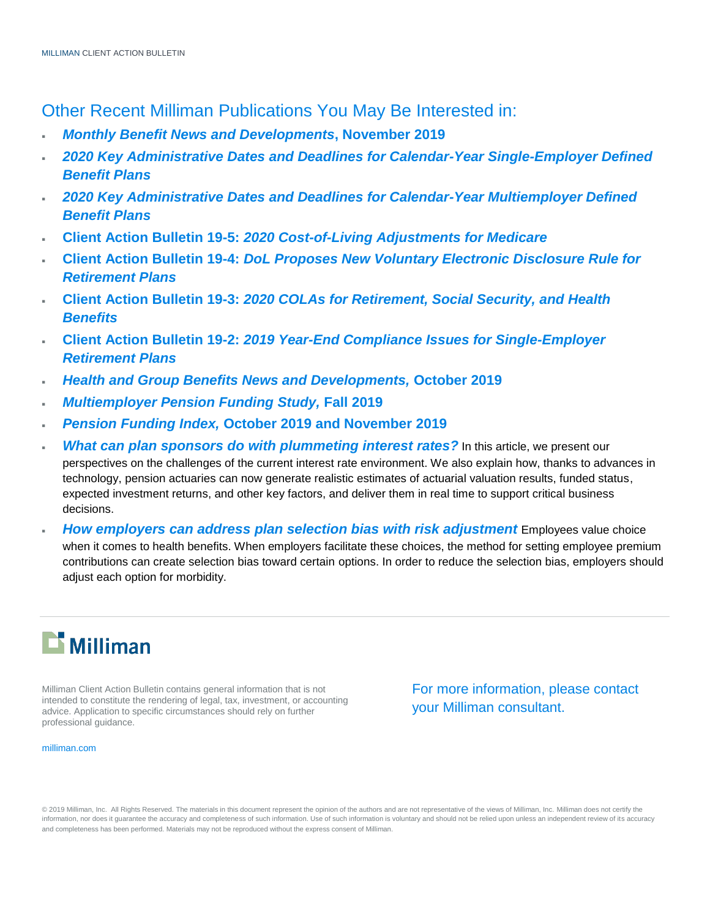## Other Recent Milliman Publications You May Be Interested in:

- ***Monthly Benefit News and Developments*, November 2019**
- ***2020 Key Administrative Dates and Deadlines for Calendar-Year Single-Employer Defined Benefit Plans***
- ***2020 Key Administrative Dates and Deadlines for Calendar-Year Multiemployer Defined Benefit Plans***
- **Client Action Bulletin 19-5: *2020 Cost-of-Living Adjustments for Medicare***
- **Client Action Bulletin 19-4: *DoL Proposes New Voluntary Electronic Disclosure Rule for Retirement Plans***
- **Client Action Bulletin 19-3: *2020 COLAs for Retirement, Social Security, and Health Benefits***
- **Client Action Bulletin 19-2: *2019 Year-End Compliance Issues for Single-Employer Retirement Plans***
- ***Health and Group Benefits News and Developments,* October 2019**
- ***Multiemployer Pension Funding Study,* Fall 2019**
- ***Pension Funding Index,* October 2019 and November 2019**
- ***What can plan sponsors do with plummeting interest rates?*** In this article, we present our perspectives on the challenges of the current interest rate environment. We also explain how, thanks to advances in technology, pension actuaries can now generate realistic estimates of actuarial valuation results, funded status, expected investment returns, and other key factors, and deliver them in real time to support critical business decisions.
- ***How employers can address plan selection bias with risk adjustment*** Employees value choice when it comes to health benefits. When employers facilitate these choices, the method for setting employee premium contributions can create selection bias toward certain options. In order to reduce the selection bias, employers should adjust each option for morbidity.

Milliman

Milliman Client Action Bulletin contains general information that is not intended to constitute the rendering of legal, tax, investment, or accounting advice. Application to specific circumstances should rely on further professional guidance.

For more information, please contact your Milliman consultant.

milliman.com

© 2019 Milliman, Inc. All Rights Reserved. The materials in this document represent the opinion of the authors and are not representative of the views of Milliman, Inc. Milliman does not certify the information, nor does it guarantee the accuracy and completeness of such information. Use of such information is voluntary and should not be relied upon unless an independent review of its accuracy and completeness has been performed. Materials may not be reproduced without the express consent of Milliman.